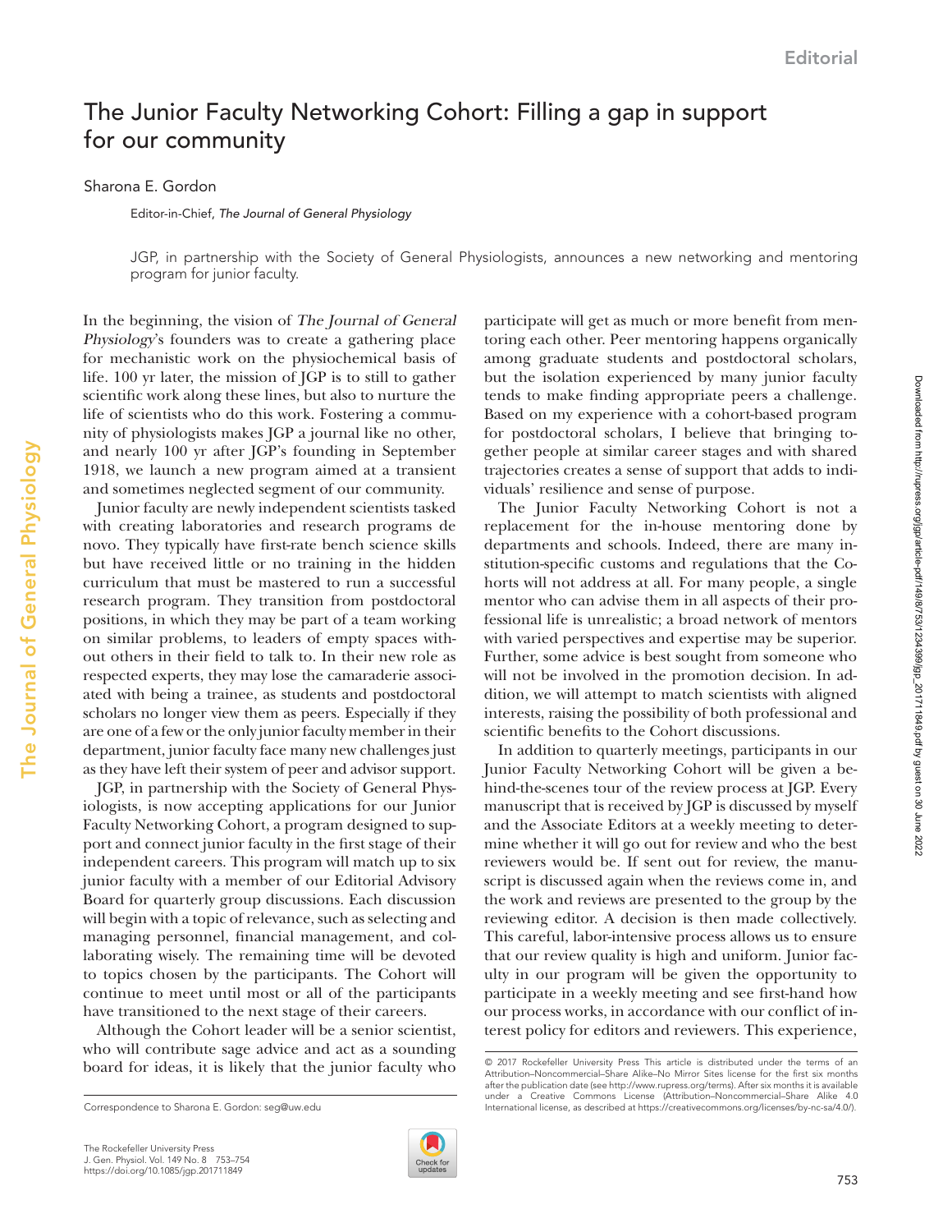# The Junior Faculty Networking Cohort: Filling a gap in support for our community

Sharona E. Gordon

Editor-in-Chief, *The Journal of General Physiology*

JGP, in partnership with the Society of General Physiologists, announces a new networking and mentoring program for junior faculty.

In the beginning, the vision of *The Journal of General Physiology*'s founders was to create a gathering place for mechanistic work on the physiochemical basis of life. 100 yr later, the mission of JGP is to still to gather scientific work along these lines, but also to nurture the life of scientists who do this work. Fostering a community of physiologists makes JGP a journal like no other, and nearly 100 yr after JGP's founding in September 1918, we launch a new program aimed at a transient and sometimes neglected segment of our community.

Junior faculty are newly independent scientists tasked with creating laboratories and research programs de novo. They typically have first-rate bench science skills but have received little or no training in the hidden curriculum that must be mastered to run a successful research program. They transition from postdoctoral positions, in which they may be part of a team working on similar problems, to leaders of empty spaces without others in their field to talk to. In their new role as respected experts, they may lose the camaraderie associated with being a trainee, as students and postdoctoral scholars no longer view them as peers. Especially if they are one of a few or the only junior faculty member in their department, junior faculty face many new challenges just as they have left their system of peer and advisor support.

JGP, in partnership with the Society of General Physiologists, is now accepting applications for our Junior Faculty Networking Cohort, a program designed to support and connect junior faculty in the first stage of their independent careers. This program will match up to six junior faculty with a member of our Editorial Advisory Board for quarterly group discussions. Each discussion will begin with a topic of relevance, such as selecting and managing personnel, financial management, and collaborating wisely. The remaining time will be devoted to topics chosen by the participants. The Cohort will continue to meet until most or all of the participants have transitioned to the next stage of their careers.

Although the Cohort leader will be a senior scientist, who will contribute sage advice and act as a sounding board for ideas, it is likely that the junior faculty who participate will get as much or more benefit from mentoring each other. Peer mentoring happens organically among graduate students and postdoctoral scholars, but the isolation experienced by many junior faculty tends to make finding appropriate peers a challenge. Based on my experience with a cohort-based program for postdoctoral scholars, I believe that bringing together people at similar career stages and with shared trajectories creates a sense of support that adds to individuals' resilience and sense of purpose.

The Junior Faculty Networking Cohort is not a replacement for the in-house mentoring done by departments and schools. Indeed, there are many institution-specific customs and regulations that the Cohorts will not address at all. For many people, a single mentor who can advise them in all aspects of their professional life is unrealistic; a broad network of mentors with varied perspectives and expertise may be superior. Further, some advice is best sought from someone who will not be involved in the promotion decision. In addition, we will attempt to match scientists with aligned interests, raising the possibility of both professional and scientific benefits to the Cohort discussions.

In addition to quarterly meetings, participants in our Junior Faculty Networking Cohort will be given a behind-the-scenes tour of the review process at JGP. Every manuscript that is received by JGP is discussed by myself and the Associate Editors at a weekly meeting to determine whether it will go out for review and who the best reviewers would be. If sent out for review, the manuscript is discussed again when the reviews come in, and the work and reviews are presented to the group by the reviewing editor. A decision is then made collectively. This careful, labor-intensive process allows us to ensure that our review quality is high and uniform. Junior faculty in our program will be given the opportunity to participate in a weekly meeting and see first-hand how our process works, in accordance with our conflict of interest policy for editors and reviewers. This experience,

Correspondence to Sharona E. Gordon: seg@uw.edu

© 2017 Rockefeller University Press This article is distributed under the terms of an Attribution–Noncommercial–Share Alike–No Mirror Sites license for the first six months after the publication date (see http://www.rupress.org/terms). After six months it is available under a Creative Commons License (Attribution–Noncommercial–Share Alike 4.0 International license, as described at https://creativecommons.org/licenses/by-nc-sa/4.0/).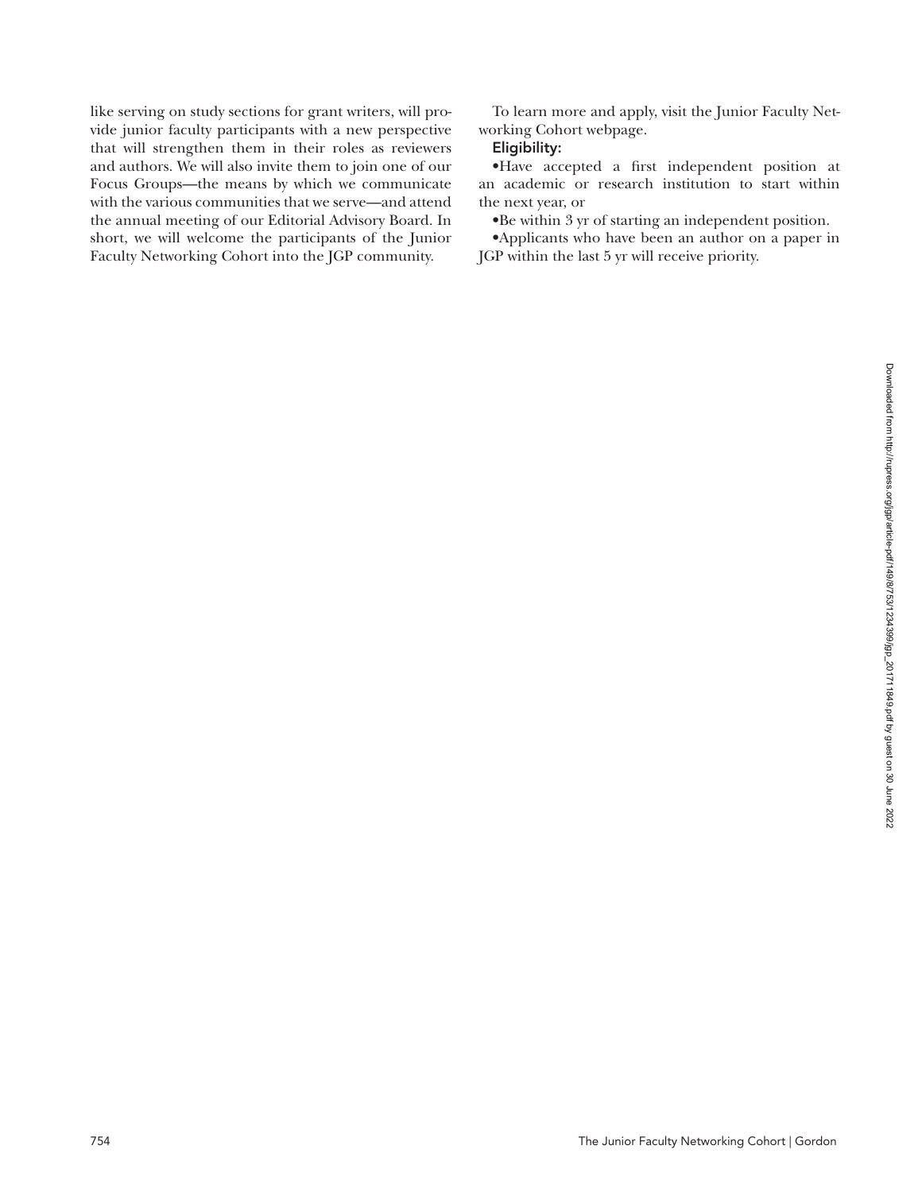like serving on study sections for grant writers, will provide junior faculty participants with a new perspective that will strengthen them in their roles as reviewers and authors. We will also invite them to join one of our Focus Groups—the means by which we communicate with the various communities that we serve—and attend the annual meeting of our Editorial Advisory Board. In short, we will welcome the participants of the Junior Faculty Networking Cohort into the JGP community.

To learn more and apply, visit the Junior Faculty Networking Cohort webpage.

**Eligibility:**

- Have accepted a first independent position at an academic or research institution to start within the next year, or
- Be within 3 yr of starting an independent position.
- Applicants who have been an author on a paper in JGP within the last 5 yr will receive priority.